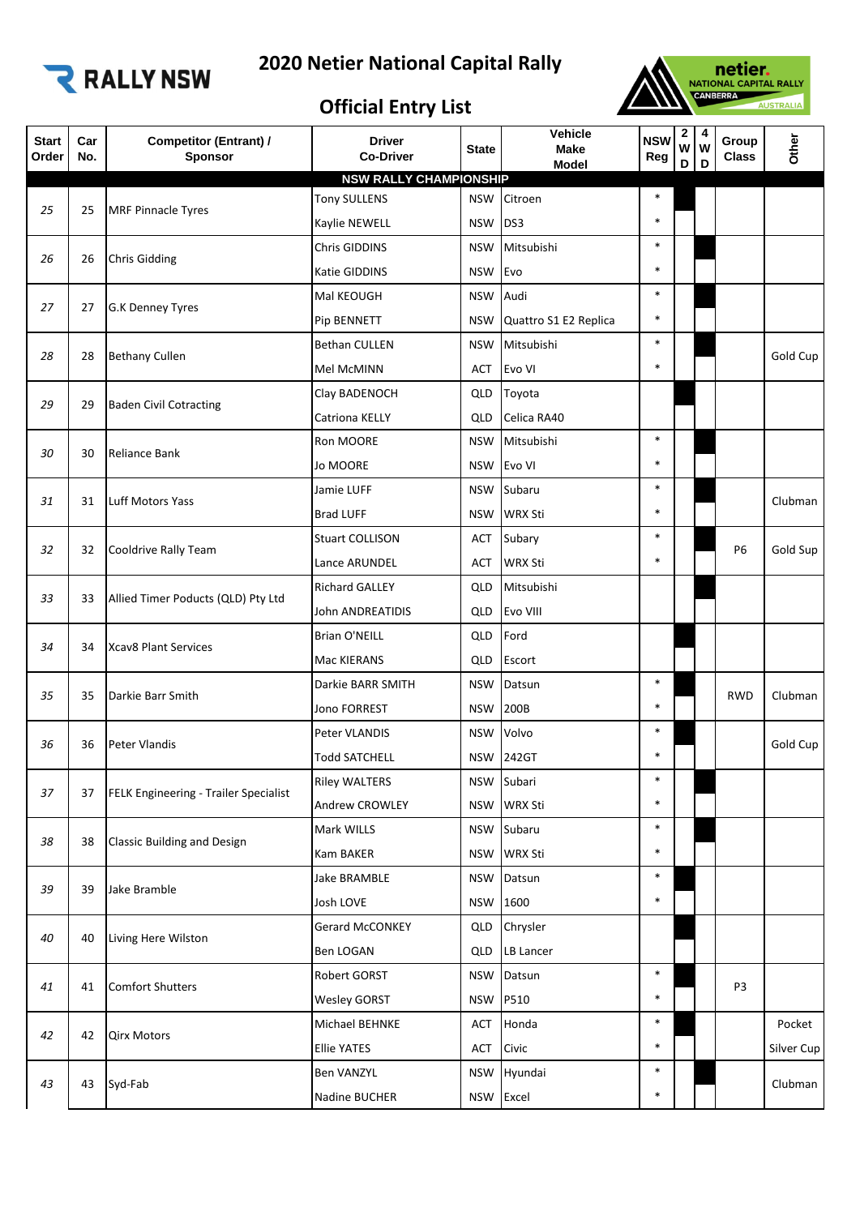# 2020 Netier National Capital Rally

## Official Entry List

| Start Order | Car No. | Competitor (Entrant) / Sponsor | Driver / Co-Driver | State | Vehicle Make / Model | NSW Reg | 2 WD | 4 WD | Group Class | Other |
|---|---|---|---|---|---|---|---|---|---|---|
| **NSW RALLY CHAMPIONSHIP** | | | | | | | | | | |
| 25 | 25 | MRF Pinnacle Tyres | Tony SULLENS | NSW | Citroen | * | | | | |
| | | | Kaylie NEWELL | NSW | DS3 | * | | | | |
| 26 | 26 | Chris Gidding | Chris GIDDINS | NSW | Mitsubishi | * | | | | |
| | | | Katie GIDDINS | NSW | Evo | * | | | | |
| 27 | 27 | G.K Denney Tyres | Mal KEOUGH | NSW | Audi | * | | | | |
| | | | Pip BENNETT | NSW | Quattro S1 E2 Replica | * | | | | |
| 28 | 28 | Bethany Cullen | Bethan CULLEN | NSW | Mitsubishi | * | | | | Gold Cup |
| | | | Mel McMINN | ACT | Evo VI | * | | | | |
| 29 | 29 | Baden Civil Cotracting | Clay BADENOCH | QLD | Toyota | | | | | |
| | | | Catriona KELLY | QLD | Celica RA40 | | | | | |
| 30 | 30 | Reliance Bank | Ron MOORE | NSW | Mitsubishi | * | | | | |
| | | | Jo MOORE | NSW | Evo VI | * | | | | |
| 31 | 31 | Luff Motors Yass | Jamie LUFF | NSW | Subaru | * | | | | Clubman |
| | | | Brad LUFF | NSW | WRX Sti | * | | | | |
| 32 | 32 | Cooldrive Rally Team | Stuart COLLISON | ACT | Subary | * | | | P6 | Gold Sup |
| | | | Lance ARUNDEL | ACT | WRX Sti | * | | | | |
| 33 | 33 | Allied Timer Poducts (QLD) Pty Ltd | Richard GALLEY | QLD | Mitsubishi | | | | | |
| | | | John ANDREATIDIS | QLD | Evo VIII | | | | | |
| 34 | 34 | Xcav8 Plant Services | Brian O'NEILL | QLD | Ford | | | | | |
| | | | Mac KIERANS | QLD | Escort | | | | | |
| 35 | 35 | Darkie Barr Smith | Darkie BARR SMITH | NSW | Datsun | * | | | RWD | Clubman |
| | | | Jono FORREST | NSW | 200B | * | | | | |
| 36 | 36 | Peter Vlandis | Peter VLANDIS | NSW | Volvo | * | | | | Gold Cup |
| | | | Todd SATCHELL | NSW | 242GT | * | | | | |
| 37 | 37 | FELK Engineering - Trailer Specialist | Riley WALTERS | NSW | Subari | * | | | | |
| | | | Andrew CROWLEY | NSW | WRX Sti | * | | | | |
| 38 | 38 | Classic Building and Design | Mark WILLS | NSW | Subaru | * | | | | |
| | | | Kam BAKER | NSW | WRX Sti | * | | | | |
| 39 | 39 | Jake Bramble | Jake BRAMBLE | NSW | Datsun | * | | | | |
| | | | Josh LOVE | NSW | 1600 | * | | | | |
| 40 | 40 | Living Here Wilston | Gerard McCONKEY | QLD | Chrysler | | | | | |
| | | | Ben LOGAN | QLD | LB Lancer | | | | | |
| 41 | 41 | Comfort Shutters | Robert GORST | NSW | Datsun | * | | | P3 | |
| | | | Wesley GORST | NSW | P510 | * | | | | |
| 42 | 42 | Qirx Motors | Michael BEHNKE | ACT | Honda | * | | | | Pocket |
| | | | Ellie YATES | ACT | Civic | * | | | | Silver Cup |
| 43 | 43 | Syd-Fab | Ben VANZYL | NSW | Hyundai | * | | | | Clubman |
| | | | Nadine BUCHER | NSW | Excel | * | | | | |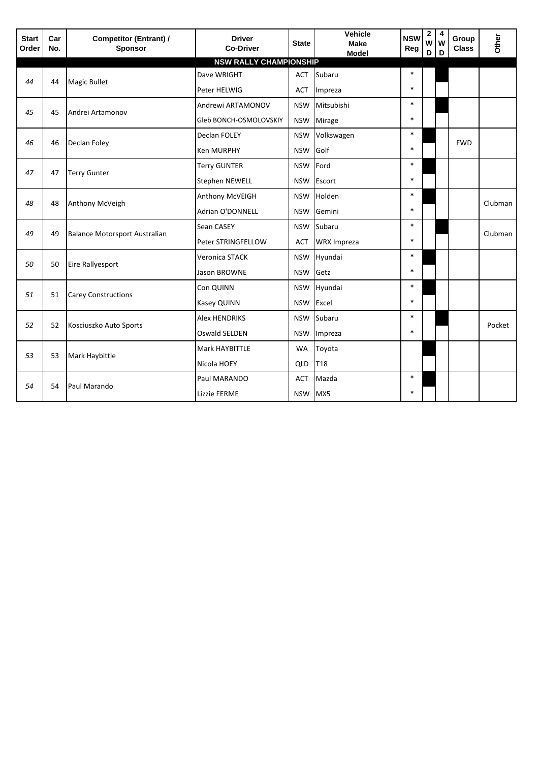| Start Order | Car No. | Competitor (Entrant) / Sponsor | Driver / Co-Driver | State | Vehicle Make / Model | NSW Reg | 2 WD | 4 WD | Group Class | Other |
|---|---|---|---|---|---|---|---|---|---|---|
| | | | **NSW RALLY CHAMPIONSHIP** | | | | | | | |
| *44* | 44 | Magic Bullet | Dave WRIGHT | ACT | Subaru | * | | | | |
| | | | Peter HELWIG | ACT | Impreza | * | | | | |
| *45* | 45 | Andrei Artamonov | Andrewi ARTAMONOV | NSW | Mitsubishi | * | | | | |
| | | | Gleb BONCH-OSMOLOVSKIY | NSW | Mirage | * | | | | |
| *46* | 46 | Declan Foley | Declan FOLEY | NSW | Volkswagen | * | | | FWD | |
| | | | Ken MURPHY | NSW | Golf | * | | | | |
| *47* | 47 | Terry Gunter | Terry GUNTER | NSW | Ford | * | | | | |
| | | | Stephen NEWELL | NSW | Escort | * | | | | |
| *48* | 48 | Anthony McVeigh | Anthony McVEIGH | NSW | Holden | * | | | | Clubman |
| | | | Adrian O'DONNELL | NSW | Gemini | * | | | | |
| *49* | 49 | Balance Motorsport Australian | Sean CASEY | NSW | Subaru | * | | | | Clubman |
| | | | Peter STRINGFELLOW | ACT | WRX Impreza | * | | | | |
| *50* | 50 | Eire Rallyesport | Veronica STACK | NSW | Hyundai | * | | | | |
| | | | Jason BROWNE | NSW | Getz | * | | | | |
| *51* | 51 | Carey Constructions | Con QUINN | NSW | Hyundai | * | | | | |
| | | | Kasey QUINN | NSW | Excel | * | | | | |
| *52* | 52 | Kosciuszko Auto Sports | Alex HENDRIKS | NSW | Subaru | * | | | | Pocket |
| | | | Oswald SELDEN | NSW | Impreza | * | | | | |
| *53* | 53 | Mark Haybittle | Mark HAYBITTLE | WA | Toyota | | | | | |
| | | | Nicola HOEY | QLD | T18 | | | | | |
| *54* | 54 | Paul Marando | Paul MARANDO | ACT | Mazda | * | | | | |
| | | | Lizzie FERME | NSW | MX5 | * | | | | |